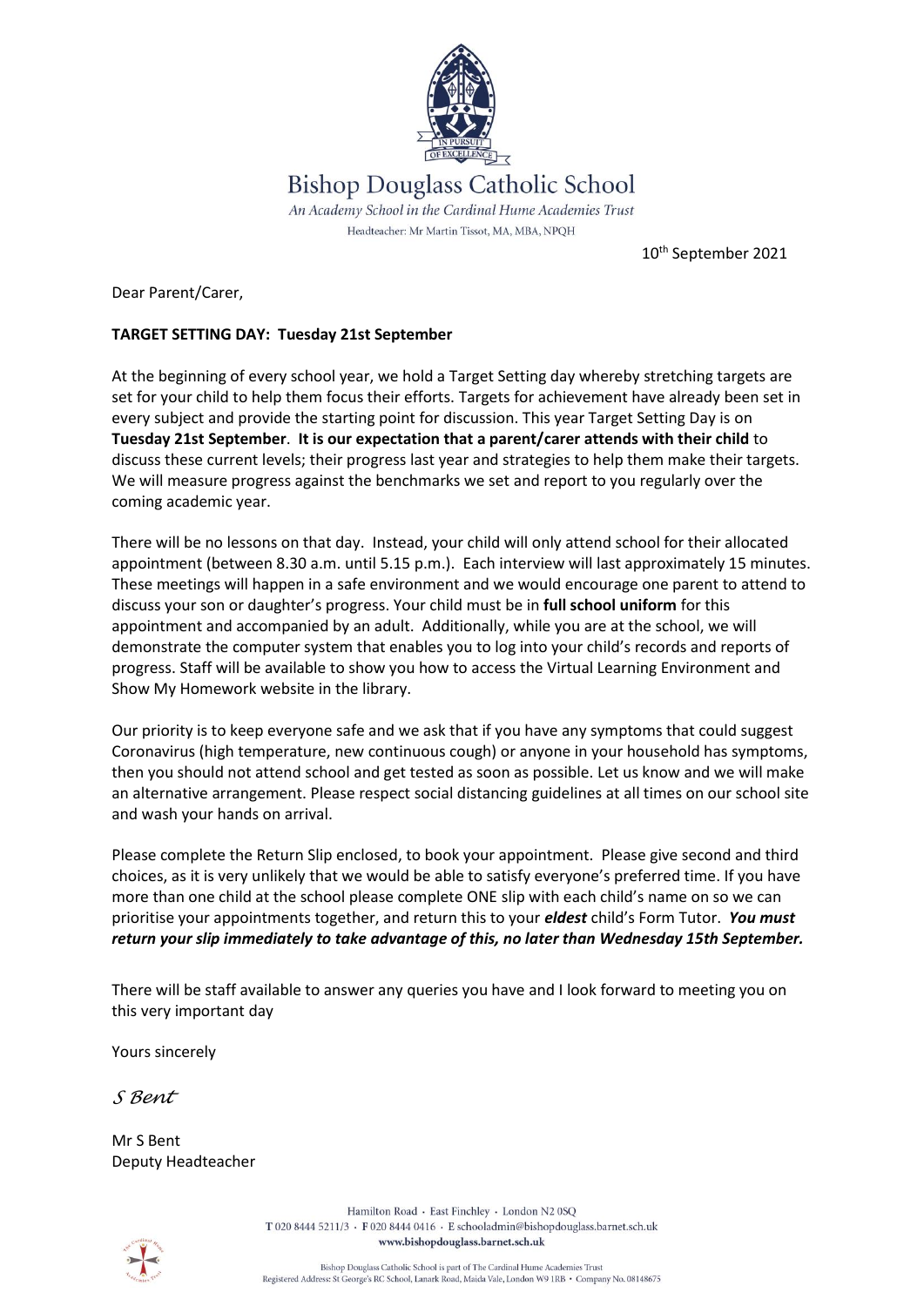# Bishop Douglass Catholic School

*An Academy School in the Cardinal Hume Academies Trust*

Headteacher: Mr Martin Tissot, MA, MBA, NPQH

10th September 2021

Dear Parent/Carer,

**TARGET SETTING DAY: Tuesday 21st September**

At the beginning of every school year, we hold a Target Setting day whereby stretching targets are set for your child to help them focus their efforts. Targets for achievement have already been set in every subject and provide the starting point for discussion. This year Target Setting Day is on **Tuesday 21st September**. **It is our expectation that a parent/carer attends with their child** to discuss these current levels; their progress last year and strategies to help them make their targets. We will measure progress against the benchmarks we set and report to you regularly over the coming academic year.

There will be no lessons on that day. Instead, your child will only attend school for their allocated appointment (between 8.30 a.m. until 5.15 p.m.). Each interview will last approximately 15 minutes. These meetings will happen in a safe environment and we would encourage one parent to attend to discuss your son or daughter's progress. Your child must be in **full school uniform** for this appointment and accompanied by an adult. Additionally, while you are at the school, we will demonstrate the computer system that enables you to log into your child's records and reports of progress. Staff will be available to show you how to access the Virtual Learning Environment and Show My Homework website in the library.

Our priority is to keep everyone safe and we ask that if you have any symptoms that could suggest Coronavirus (high temperature, new continuous cough) or anyone in your household has symptoms, then you should not attend school and get tested as soon as possible. Let us know and we will make an alternative arrangement. Please respect social distancing guidelines at all times on our school site and wash your hands on arrival.

Please complete the Return Slip enclosed, to book your appointment. Please give second and third choices, as it is very unlikely that we would be able to satisfy everyone's preferred time. If you have more than one child at the school please complete ONE slip with each child's name on so we can prioritise your appointments together, and return this to your ***eldest*** child's Form Tutor. ***You must return your slip immediately to take advantage of this, no later than Wednesday 15th September.***

There will be staff available to answer any queries you have and I look forward to meeting you on this very important day

Yours sincerely

*S Bent*

Mr S Bent
Deputy Headteacher

Hamilton Road · East Finchley · London N2 0SQ
T 020 8444 5211/3 · F 020 8444 0416 · E schooladmin@bishopdouglass.barnet.sch.uk
www.bishopdouglass.barnet.sch.uk

Bishop Douglass Catholic School is part of The Cardinal Hume Academies Trust
Registered Address: St George's RC School, Lanark Road, Maida Vale, London W9 1RB · Company No. 08148675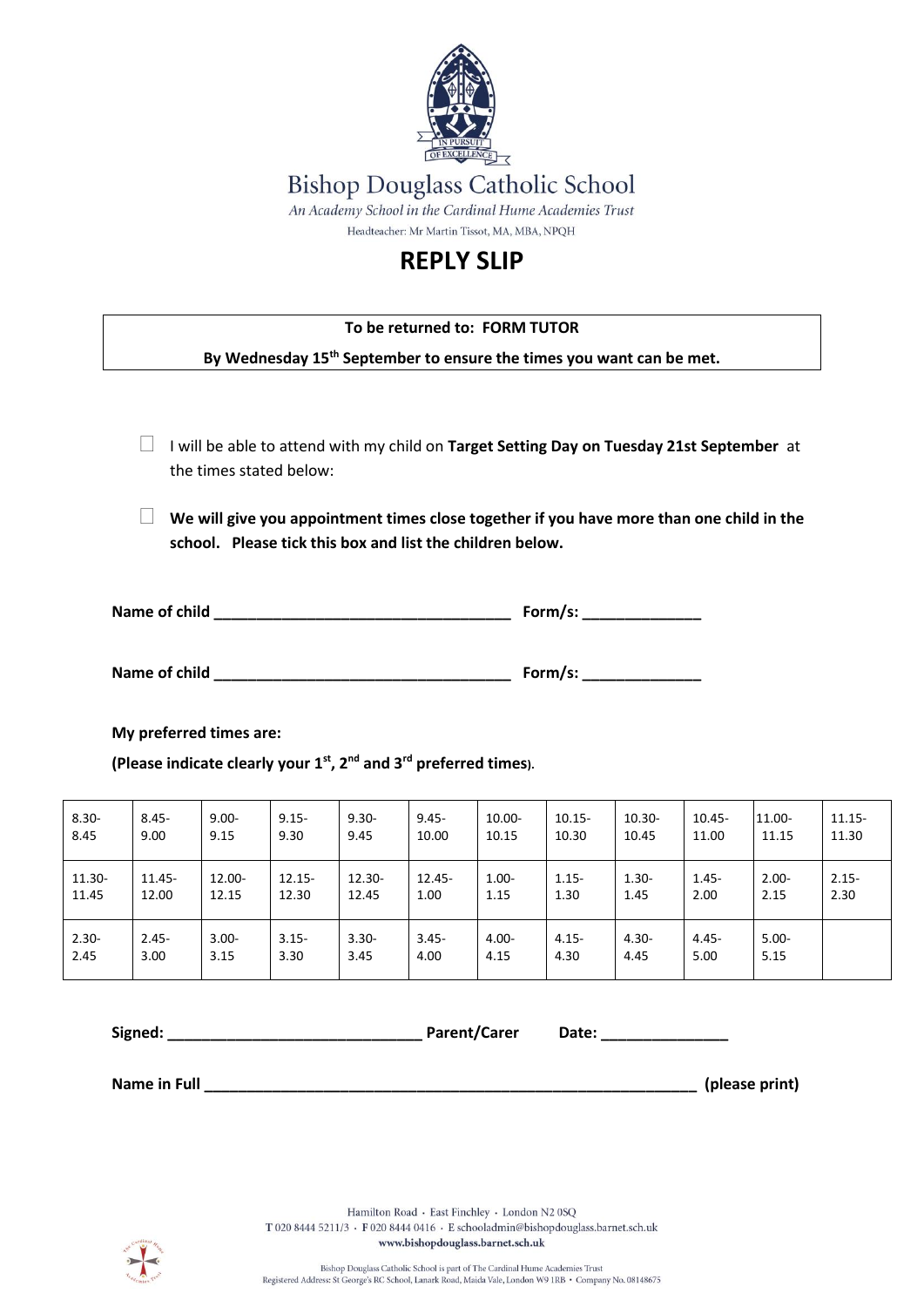Bishop Douglass Catholic School

*An Academy School in the Cardinal Hume Academies Trust*

Headteacher: Mr Martin Tissot, MA, MBA, NPQH

# REPLY SLIP

**To be returned to: FORM TUTOR**

**By Wednesday 15th September to ensure the times you want can be met.**

☐ I will be able to attend with my child on **Target Setting Day on Tuesday 21st September** at the times stated below:

☐ **We will give you appointment times close together if you have more than one child in the school. Please tick this box and list the children below.**

**Name of child** ___________________________________ **Form/s:** ______________

**Name of child** ___________________________________ **Form/s:** ______________

**My preferred times are:**

**(Please indicate clearly your 1st, 2nd and 3rd preferred times).**

| | | | | | | | | | | | |
|---|---|---|---|---|---|---|---|---|---|---|---|
| 8.30-8.45 | 8.45-9.00 | 9.00-9.15 | 9.15-9.30 | 9.30-9.45 | 9.45-10.00 | 10.00-10.15 | 10.15-10.30 | 10.30-10.45 | 10.45-11.00 | 11.00-11.15 | 11.15-11.30 |
| 11.30-11.45 | 11.45-12.00 | 12.00-12.15 | 12.15-12.30 | 12.30-12.45 | 12.45-1.00 | 1.00-1.15 | 1.15-1.30 | 1.30-1.45 | 1.45-2.00 | 2.00-2.15 | 2.15-2.30 |
| 2.30-2.45 | 2.45-3.00 | 3.00-3.15 | 3.15-3.30 | 3.30-3.45 | 3.45-4.00 | 4.00-4.15 | 4.15-4.30 | 4.30-4.45 | 4.45-5.00 | 5.00-5.15 | |

**Signed:** ______________________________ **Parent/Carer** **Date:** _______________

**Name in Full** ___________________________________________________________ **(please print)**

Hamilton Road · East Finchley · London N2 0SQ
T 020 8444 5211/3 · F 020 8444 0416 · E schooladmin@bishopdouglass.barnet.sch.uk
www.bishopdouglass.barnet.sch.uk

Bishop Douglass Catholic School is part of The Cardinal Hume Academies Trust
Registered Address: St George's RC School, Lanark Road, Maida Vale, London W9 1RB · Company No. 08148675